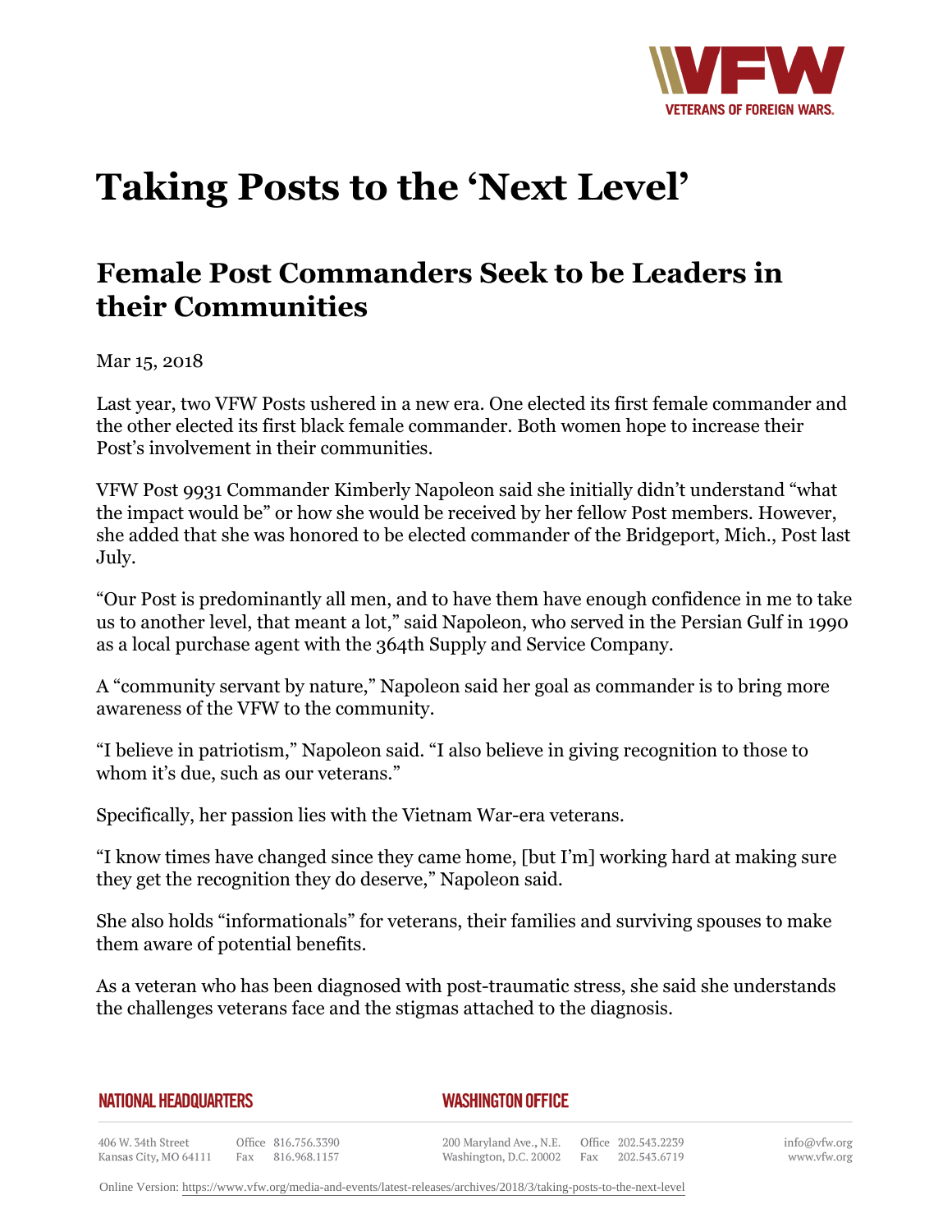# Taking Posts to the 'Next Level'

## Female Post Commanders Seek to be Leaders in their Communities

Mar 15, 2018

Last year, two VFW Posts ushered in a new era. One elected its first female commander and the other elected its first black female commander. Both women hope to increase their Post's involvement in their communities.

VFW Post 9931 Commander Kimberly Napoleon said she initially didn't understand "what the impact would be" or how she would be received by her fellow Post members. However, she added that she was honored to be elected commander of the Bridgeport, Mich., Post last July.

"Our Post is predominantly all men, and to have them have enough confidence in me to take us to another level, that meant a lot," said Napoleon, who served in the Persian Gulf in 1990 as a local purchase agent with the 364th Supply and Service Company.

A "community servant by nature," Napoleon said her goal as commander is to bring more awareness of the VFW to the community.

"I believe in patriotism," Napoleon said. "I also believe in giving recognition to those to whom it's due, such as our veterans."

Specifically, her passion lies with the Vietnam War-era veterans.

"I know times have changed since they came home, [but I'm] working hard at making sure they get the recognition they do deserve," Napoleon said.

She also holds "informationals" for veterans, their families and surviving spouses to make them aware of potential benefits.

As a veteran who has been diagnosed with post-traumatic stress, she said she understands the challenges veterans face and the stigmas attached to the diagnosis.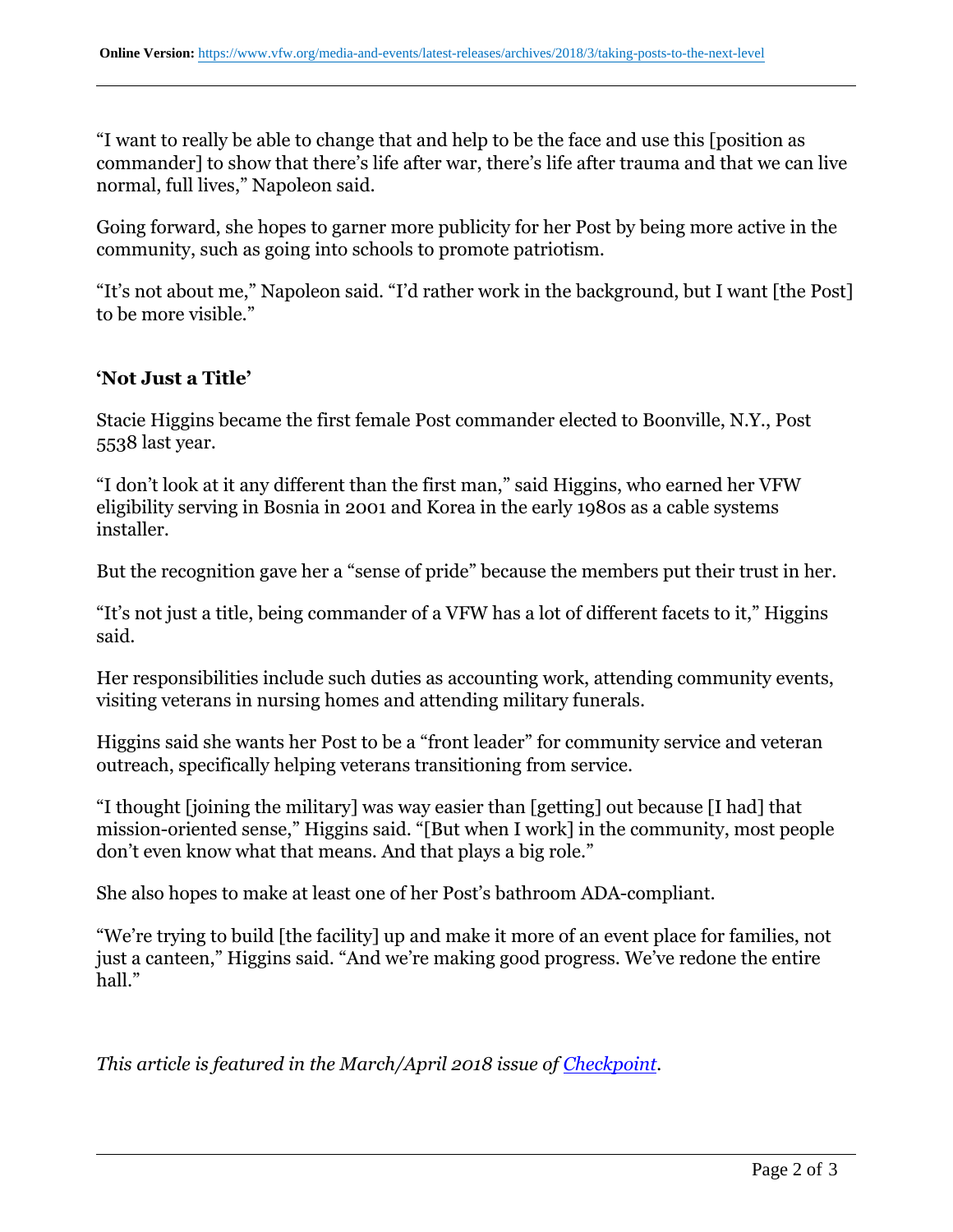"I want to really be able to change that and help to be the face and use this [position as commander] to show that there's life after war, there's life after trauma and that we can live normal, full lives," Napoleon said.

Going forward, she hopes to garner more publicity for her Post by being more active in the community, such as going into schools to promote patriotism.

"It's not about me," Napoleon said. "I'd rather work in the background, but I want [the Post] to be more visible."

### 'Not Just a Title'

Stacie Higgins became the first female Post commander elected to Boonville, N.Y., Post 5538 last year.

"I don't look at it any different than the first man," said Higgins, who earned her VFW eligibility serving in Bosnia in 2001 and Korea in the early 1980s as a cable systems installer.

But the recognition gave her a "sense of pride" because the members put their trust in her.

"It's not just a title, being commander of a VFW has a lot of different facets to it," Higgins said.

Her responsibilities include such duties as accounting work, attending community events, visiting veterans in nursing homes and attending military funerals.

Higgins said she wants her Post to be a "front leader" for community service and veteran outreach, specifically helping veterans transitioning from service.

"I thought [joining the military] was way easier than [getting] out because [I had] that mission-oriented sense," Higgins said. "[But when I work] in the community, most people don't even know what that means. And that plays a big role."

She also hopes to make at least one of her Post's bathroom ADA-compliant.

"We're trying to build [the facility] up and make it more of an event place for families, not just a canteen," Higgins said. "And we're making good progress. We've redone the entire hall."

*This article is featured in the March/April 2018 issue of Checkpoint.*